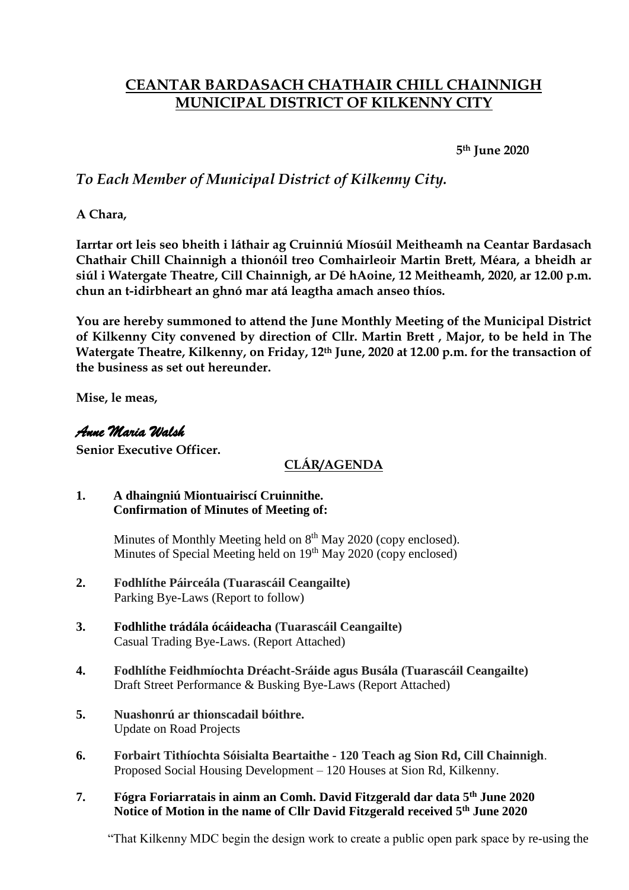# CEANTAR BARDASACH CHATHAIR CHILL CHAINNIGH
# MUNICIPAL DISTRICT OF KILKENNY CITY

**5th June 2020**

*To Each Member of Municipal District of Kilkenny City.*

**A Chara,**

**Iarrtar ort leis seo bheith i láthair ag Cruinniú Míosúil Meitheamh na Ceantar Bardasach Chathair Chill Chainnigh a thionóil treo Comhairleoir Martin Brett, Méara, a bheidh ar siúl i Watergate Theatre, Cill Chainnigh, ar Dé hAoine, 12 Meitheamh, 2020, ar 12.00 p.m. chun an t-idirbheart an ghnó mar atá leagtha amach anseo thíos.**

**You are hereby summoned to attend the June Monthly Meeting of the Municipal District of Kilkenny City convened by direction of Cllr. Martin Brett , Major, to be held in The Watergate Theatre, Kilkenny, on Friday, 12th June, 2020 at 12.00 p.m. for the transaction of the business as set out hereunder.**

**Mise, le meas,**

*Anne Maria Walsh*

**Senior Executive Officer.**

## CLÁR/AGENDA

**1. A dhaingniú Miontuairiscí Cruinnithe.**
**Confirmation of Minutes of Meeting of:**

Minutes of Monthly Meeting held on 8th May 2020 (copy enclosed).
Minutes of Special Meeting held on 19th May 2020 (copy enclosed)

**2. Fodhlíthe Páirceála (Tuarascáil Ceangailte)**
Parking Bye-Laws (Report to follow)

**3. Fodhlithe trádála ócáideacha (Tuarascáil Ceangailte)**
Casual Trading Bye-Laws. (Report Attached)

**4. Fodhlíthe Feidhmíochta Dréacht-Sráide agus Busála (Tuarascáil Ceangailte)**
Draft Street Performance & Busking Bye-Laws (Report Attached)

**5. Nuashonrú ar thionscadail bóithre.**
Update on Road Projects

**6. Forbairt Tithíochta Sóisialta Beartaithe - 120 Teach ag Sion Rd, Cill Chainnigh.**
Proposed Social Housing Development – 120 Houses at Sion Rd, Kilkenny.

**7. Fógra Foriarratais in ainm an Comh. David Fitzgerald dar data 5th June 2020**
**Notice of Motion in the name of Cllr David Fitzgerald received 5th June 2020**

"That Kilkenny MDC begin the design work to create a public open park space by re-using the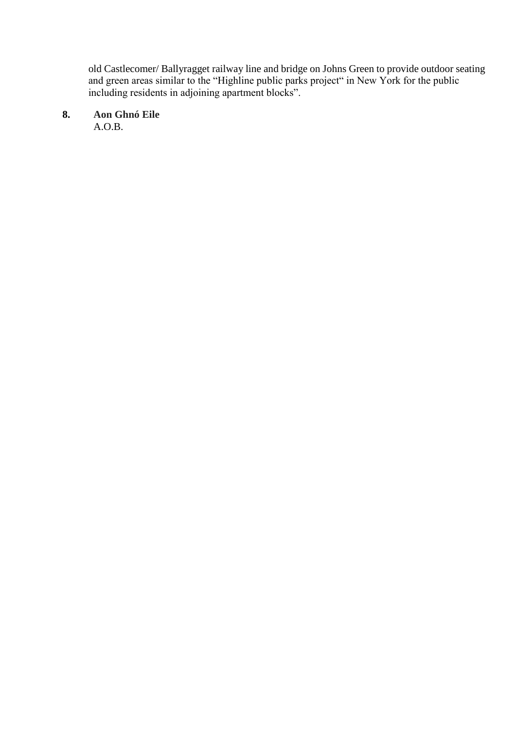old Castlecomer/ Ballyragget railway line and bridge on Johns Green to provide outdoor seating and green areas similar to the "Highline public parks project" in New York for the public including residents in adjoining apartment blocks".

**8. Aon Ghnó Eile**

A.O.B.